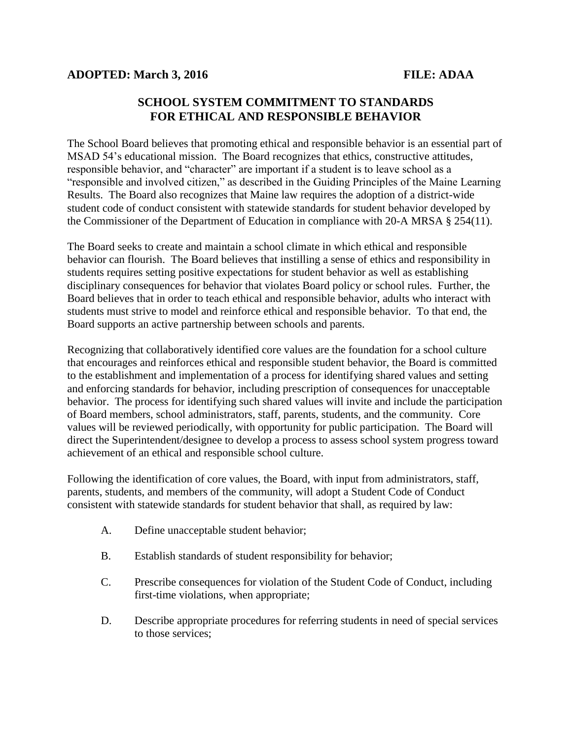**ADOPTED: March 3, 2016** **FILE: ADAA**

## SCHOOL SYSTEM COMMITMENT TO STANDARDS FOR ETHICAL AND RESPONSIBLE BEHAVIOR

The School Board believes that promoting ethical and responsible behavior is an essential part of MSAD 54's educational mission. The Board recognizes that ethics, constructive attitudes, responsible behavior, and "character" are important if a student is to leave school as a "responsible and involved citizen," as described in the Guiding Principles of the Maine Learning Results. The Board also recognizes that Maine law requires the adoption of a district-wide student code of conduct consistent with statewide standards for student behavior developed by the Commissioner of the Department of Education in compliance with 20-A MRSA § 254(11).

The Board seeks to create and maintain a school climate in which ethical and responsible behavior can flourish. The Board believes that instilling a sense of ethics and responsibility in students requires setting positive expectations for student behavior as well as establishing disciplinary consequences for behavior that violates Board policy or school rules. Further, the Board believes that in order to teach ethical and responsible behavior, adults who interact with students must strive to model and reinforce ethical and responsible behavior. To that end, the Board supports an active partnership between schools and parents.

Recognizing that collaboratively identified core values are the foundation for a school culture that encourages and reinforces ethical and responsible student behavior, the Board is committed to the establishment and implementation of a process for identifying shared values and setting and enforcing standards for behavior, including prescription of consequences for unacceptable behavior. The process for identifying such shared values will invite and include the participation of Board members, school administrators, staff, parents, students, and the community. Core values will be reviewed periodically, with opportunity for public participation. The Board will direct the Superintendent/designee to develop a process to assess school system progress toward achievement of an ethical and responsible school culture.

Following the identification of core values, the Board, with input from administrators, staff, parents, students, and members of the community, will adopt a Student Code of Conduct consistent with statewide standards for student behavior that shall, as required by law:

A. Define unacceptable student behavior;

B. Establish standards of student responsibility for behavior;

C. Prescribe consequences for violation of the Student Code of Conduct, including first-time violations, when appropriate;

D. Describe appropriate procedures for referring students in need of special services to those services;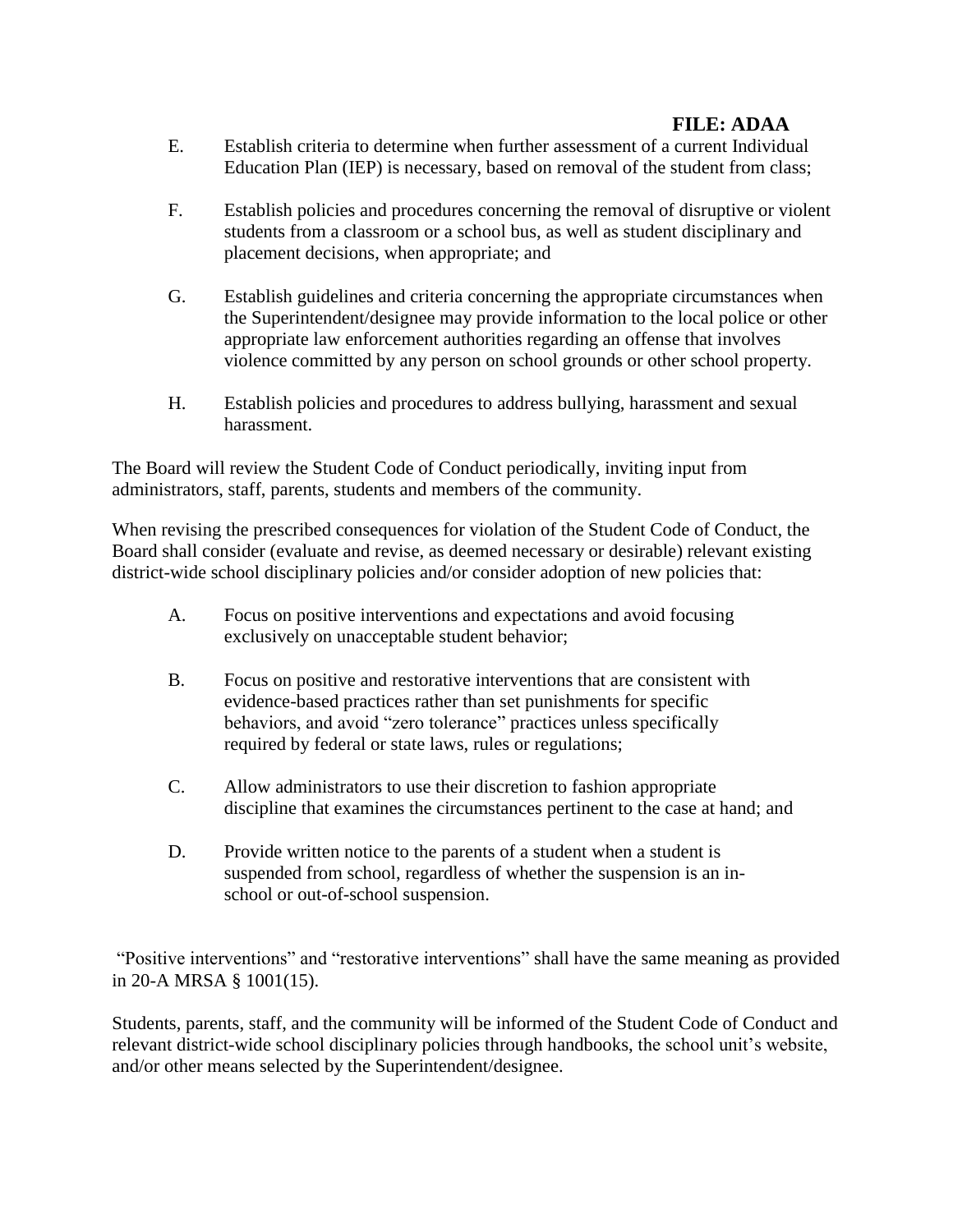E. Establish criteria to determine when further assessment of a current Individual Education Plan (IEP) is necessary, based on removal of the student from class;

F. Establish policies and procedures concerning the removal of disruptive or violent students from a classroom or a school bus, as well as student disciplinary and placement decisions, when appropriate; and

G. Establish guidelines and criteria concerning the appropriate circumstances when the Superintendent/designee may provide information to the local police or other appropriate law enforcement authorities regarding an offense that involves violence committed by any person on school grounds or other school property.

H. Establish policies and procedures to address bullying, harassment and sexual harassment.

The Board will review the Student Code of Conduct periodically, inviting input from administrators, staff, parents, students and members of the community.

When revising the prescribed consequences for violation of the Student Code of Conduct, the Board shall consider (evaluate and revise, as deemed necessary or desirable) relevant existing district-wide school disciplinary policies and/or consider adoption of new policies that:

A. Focus on positive interventions and expectations and avoid focusing exclusively on unacceptable student behavior;

B. Focus on positive and restorative interventions that are consistent with evidence-based practices rather than set punishments for specific behaviors, and avoid "zero tolerance" practices unless specifically required by federal or state laws, rules or regulations;

C. Allow administrators to use their discretion to fashion appropriate discipline that examines the circumstances pertinent to the case at hand; and

D. Provide written notice to the parents of a student when a student is suspended from school, regardless of whether the suspension is an in-school or out-of-school suspension.

"Positive interventions" and "restorative interventions" shall have the same meaning as provided in 20-A MRSA § 1001(15).

Students, parents, staff, and the community will be informed of the Student Code of Conduct and relevant district-wide school disciplinary policies through handbooks, the school unit's website, and/or other means selected by the Superintendent/designee.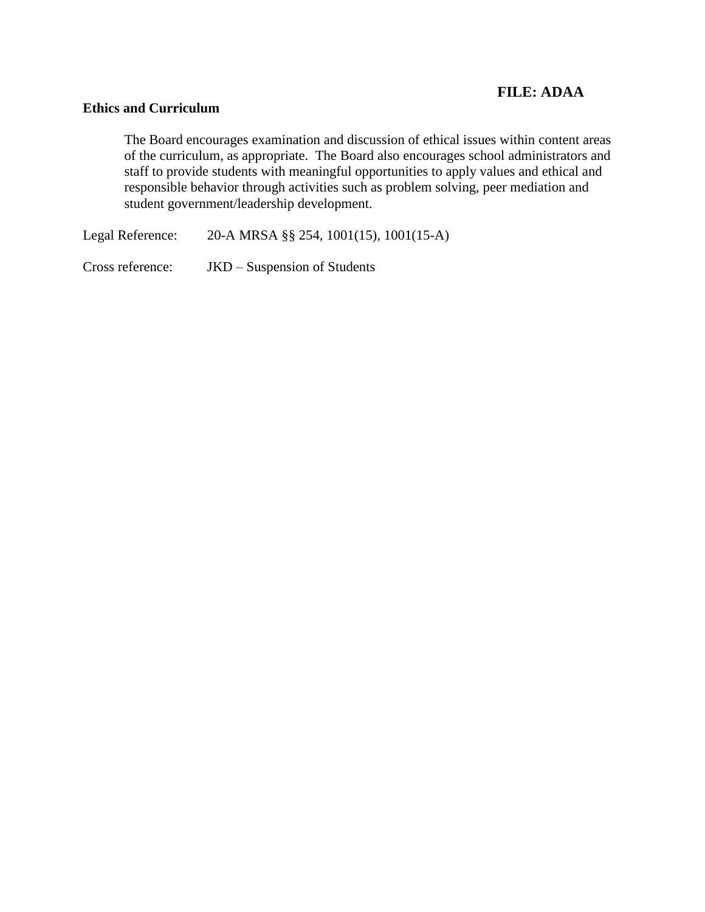**FILE: ADAA**

## Ethics and Curriculum

The Board encourages examination and discussion of ethical issues within content areas of the curriculum, as appropriate. The Board also encourages school administrators and staff to provide students with meaningful opportunities to apply values and ethical and responsible behavior through activities such as problem solving, peer mediation and student government/leadership development.

Legal Reference: 20-A MRSA §§ 254, 1001(15), 1001(15-A)

Cross reference: JKD – Suspension of Students